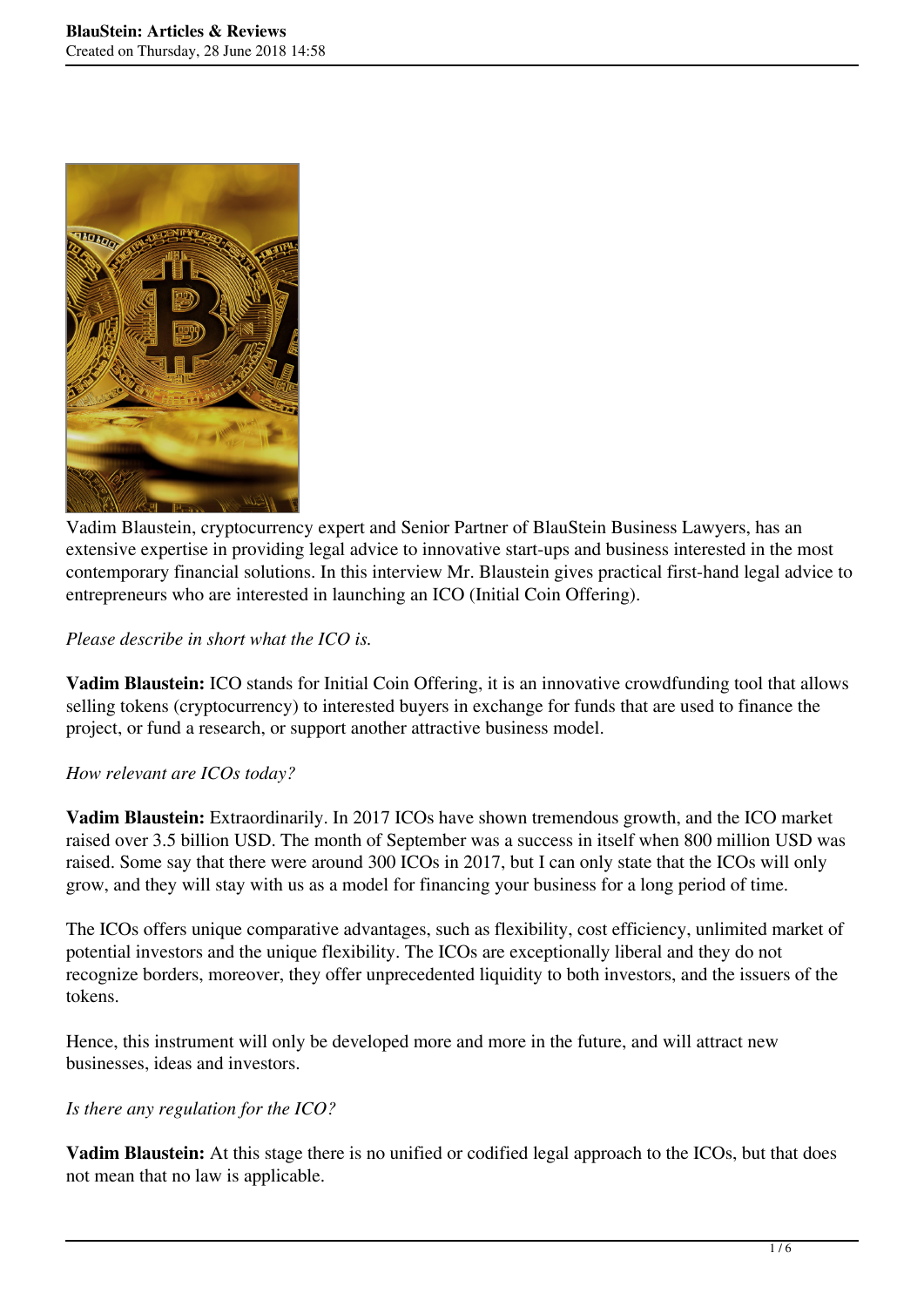Vadim Blaustein, cryptocurrency expert and Senior Partner of BlauStein Business Lawyers, has an extensive expertise in providing legal advice to innovative start-ups and business interested in the most contemporary financial solutions. In this interview Mr. Blaustein gives practical first-hand legal advice to entrepreneurs who are interested in launching an ICO (Initial Coin Offering).

*Please describe in short what the ICO is.*

**Vadim Blaustein:** ICO stands for Initial Coin Offering, it is an innovative crowdfunding tool that allows selling tokens (cryptocurrency) to interested buyers in exchange for funds that are used to finance the project, or fund a research, or support another attractive business model.

*How relevant are ICOs today?*

**Vadim Blaustein:** Extraordinarily. In 2017 ICOs have shown tremendous growth, and the ICO market raised over 3.5 billion USD. The month of September was a success in itself when 800 million USD was raised. Some say that there were around 300 ICOs in 2017, but I can only state that the ICOs will only grow, and they will stay with us as a model for financing your business for a long period of time.

The ICOs offers unique comparative advantages, such as flexibility, cost efficiency, unlimited market of potential investors and the unique flexibility. The ICOs are exceptionally liberal and they do not recognize borders, moreover, they offer unprecedented liquidity to both investors, and the issuers of the tokens.

Hence, this instrument will only be developed more and more in the future, and will attract new businesses, ideas and investors.

*Is there any regulation for the ICO?*

**Vadim Blaustein:** At this stage there is no unified or codified legal approach to the ICOs, but that does not mean that no law is applicable.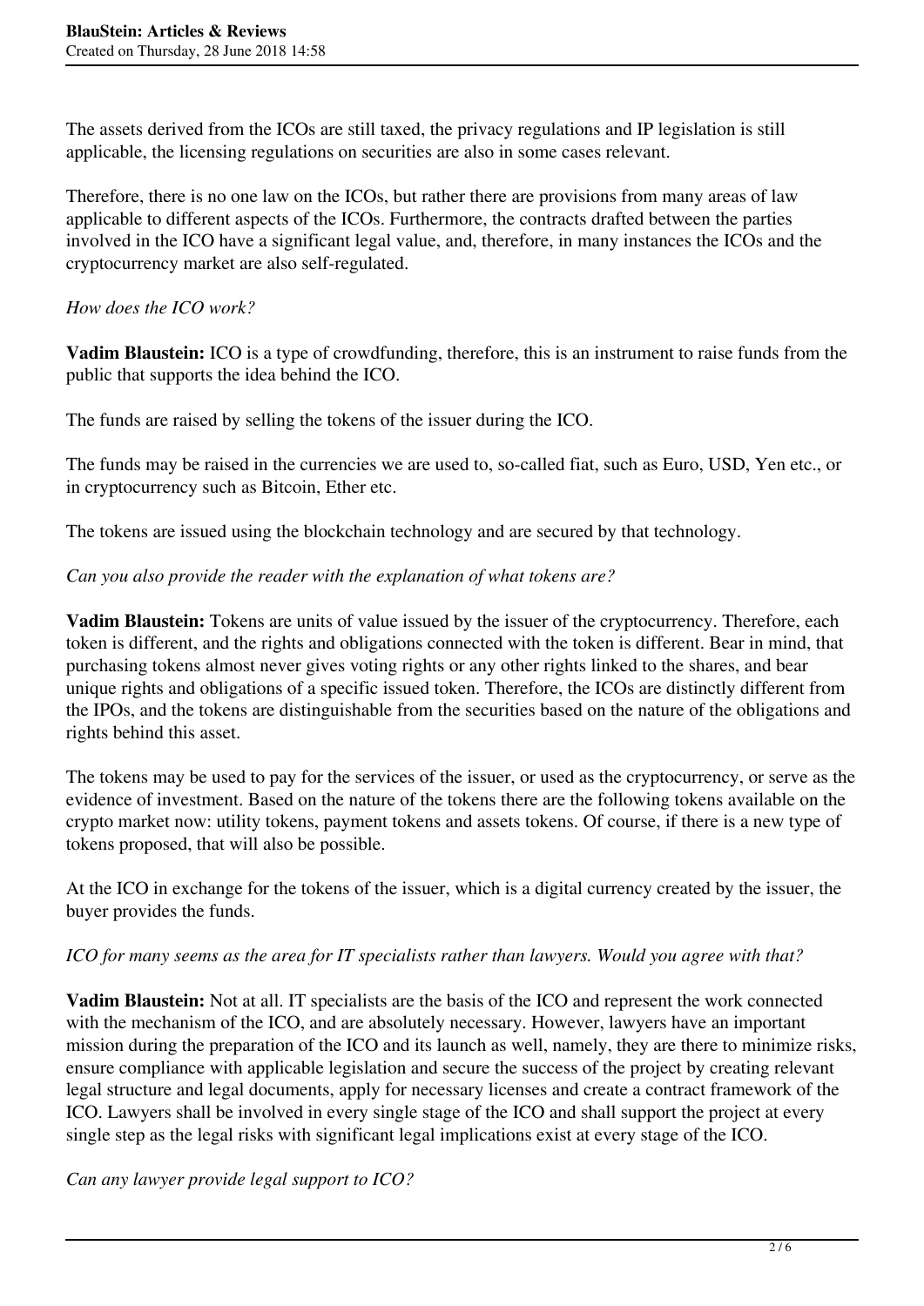The assets derived from the ICOs are still taxed, the privacy regulations and IP legislation is still applicable, the licensing regulations on securities are also in some cases relevant.

Therefore, there is no one law on the ICOs, but rather there are provisions from many areas of law applicable to different aspects of the ICOs. Furthermore, the contracts drafted between the parties involved in the ICO have a significant legal value, and, therefore, in many instances the ICOs and the cryptocurrency market are also self-regulated.

*How does the ICO work?*

**Vadim Blaustein:** ICO is a type of crowdfunding, therefore, this is an instrument to raise funds from the public that supports the idea behind the ICO.

The funds are raised by selling the tokens of the issuer during the ICO.

The funds may be raised in the currencies we are used to, so-called fiat, such as Euro, USD, Yen etc., or in cryptocurrency such as Bitcoin, Ether etc.

The tokens are issued using the blockchain technology and are secured by that technology.

*Can you also provide the reader with the explanation of what tokens are?*

**Vadim Blaustein:** Tokens are units of value issued by the issuer of the cryptocurrency. Therefore, each token is different, and the rights and obligations connected with the token is different. Bear in mind, that purchasing tokens almost never gives voting rights or any other rights linked to the shares, and bear unique rights and obligations of a specific issued token. Therefore, the ICOs are distinctly different from the IPOs, and the tokens are distinguishable from the securities based on the nature of the obligations and rights behind this asset.

The tokens may be used to pay for the services of the issuer, or used as the cryptocurrency, or serve as the evidence of investment. Based on the nature of the tokens there are the following tokens available on the crypto market now: utility tokens, payment tokens and assets tokens. Of course, if there is a new type of tokens proposed, that will also be possible.

At the ICO in exchange for the tokens of the issuer, which is a digital currency created by the issuer, the buyer provides the funds.

*ICO for many seems as the area for IT specialists rather than lawyers. Would you agree with that?*

**Vadim Blaustein:** Not at all. IT specialists are the basis of the ICO and represent the work connected with the mechanism of the ICO, and are absolutely necessary. However, lawyers have an important mission during the preparation of the ICO and its launch as well, namely, they are there to minimize risks, ensure compliance with applicable legislation and secure the success of the project by creating relevant legal structure and legal documents, apply for necessary licenses and create a contract framework of the ICO. Lawyers shall be involved in every single stage of the ICO and shall support the project at every single step as the legal risks with significant legal implications exist at every stage of the ICO.

*Can any lawyer provide legal support to ICO?*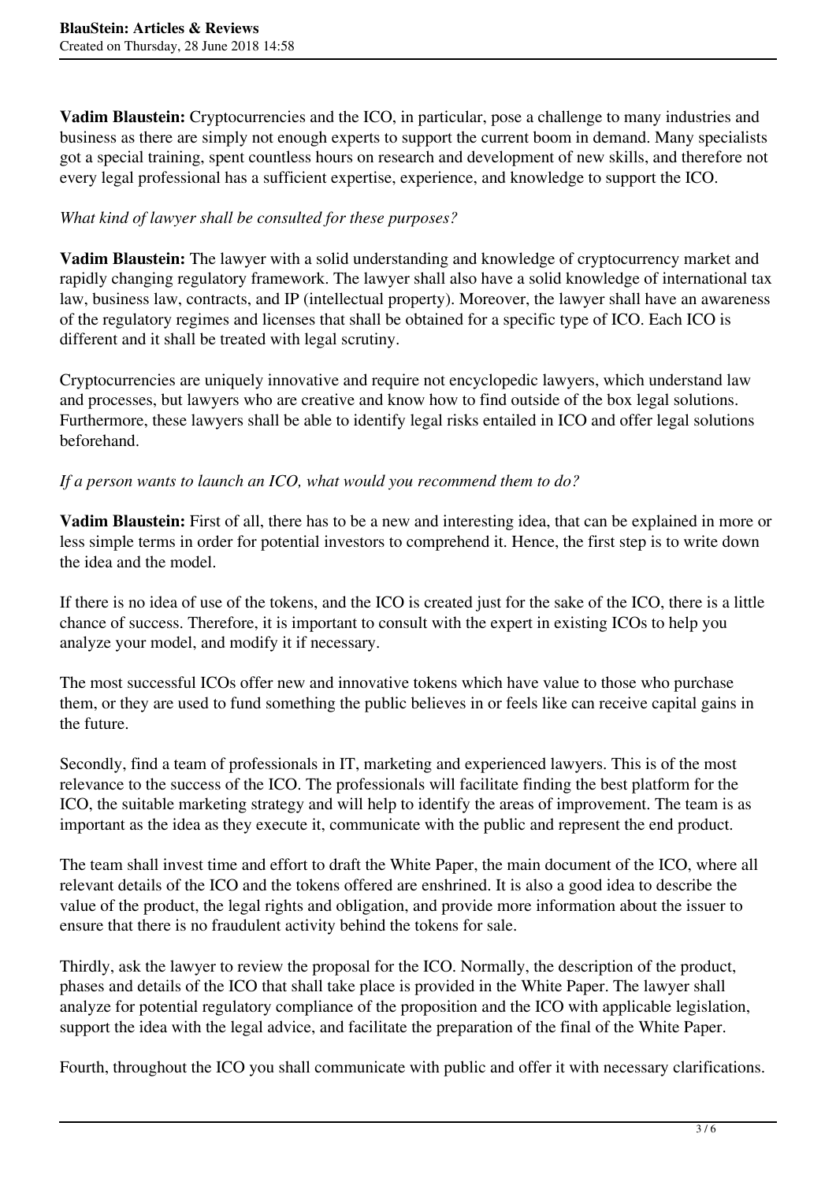**Vadim Blaustein:** Cryptocurrencies and the ICO, in particular, pose a challenge to many industries and business as there are simply not enough experts to support the current boom in demand. Many specialists got a special training, spent countless hours on research and development of new skills, and therefore not every legal professional has a sufficient expertise, experience, and knowledge to support the ICO.

*What kind of lawyer shall be consulted for these purposes?*

**Vadim Blaustein:** The lawyer with a solid understanding and knowledge of cryptocurrency market and rapidly changing regulatory framework. The lawyer shall also have a solid knowledge of international tax law, business law, contracts, and IP (intellectual property). Moreover, the lawyer shall have an awareness of the regulatory regimes and licenses that shall be obtained for a specific type of ICO. Each ICO is different and it shall be treated with legal scrutiny.

Cryptocurrencies are uniquely innovative and require not encyclopedic lawyers, which understand law and processes, but lawyers who are creative and know how to find outside of the box legal solutions. Furthermore, these lawyers shall be able to identify legal risks entailed in ICO and offer legal solutions beforehand.

*If a person wants to launch an ICO, what would you recommend them to do?*

**Vadim Blaustein:** First of all, there has to be a new and interesting idea, that can be explained in more or less simple terms in order for potential investors to comprehend it. Hence, the first step is to write down the idea and the model.

If there is no idea of use of the tokens, and the ICO is created just for the sake of the ICO, there is a little chance of success. Therefore, it is important to consult with the expert in existing ICOs to help you analyze your model, and modify it if necessary.

The most successful ICOs offer new and innovative tokens which have value to those who purchase them, or they are used to fund something the public believes in or feels like can receive capital gains in the future.

Secondly, find a team of professionals in IT, marketing and experienced lawyers. This is of the most relevance to the success of the ICO. The professionals will facilitate finding the best platform for the ICO, the suitable marketing strategy and will help to identify the areas of improvement. The team is as important as the idea as they execute it, communicate with the public and represent the end product.

The team shall invest time and effort to draft the White Paper, the main document of the ICO, where all relevant details of the ICO and the tokens offered are enshrined. It is also a good idea to describe the value of the product, the legal rights and obligation, and provide more information about the issuer to ensure that there is no fraudulent activity behind the tokens for sale.

Thirdly, ask the lawyer to review the proposal for the ICO. Normally, the description of the product, phases and details of the ICO that shall take place is provided in the White Paper. The lawyer shall analyze for potential regulatory compliance of the proposition and the ICO with applicable legislation, support the idea with the legal advice, and facilitate the preparation of the final of the White Paper.

Fourth, throughout the ICO you shall communicate with public and offer it with necessary clarifications.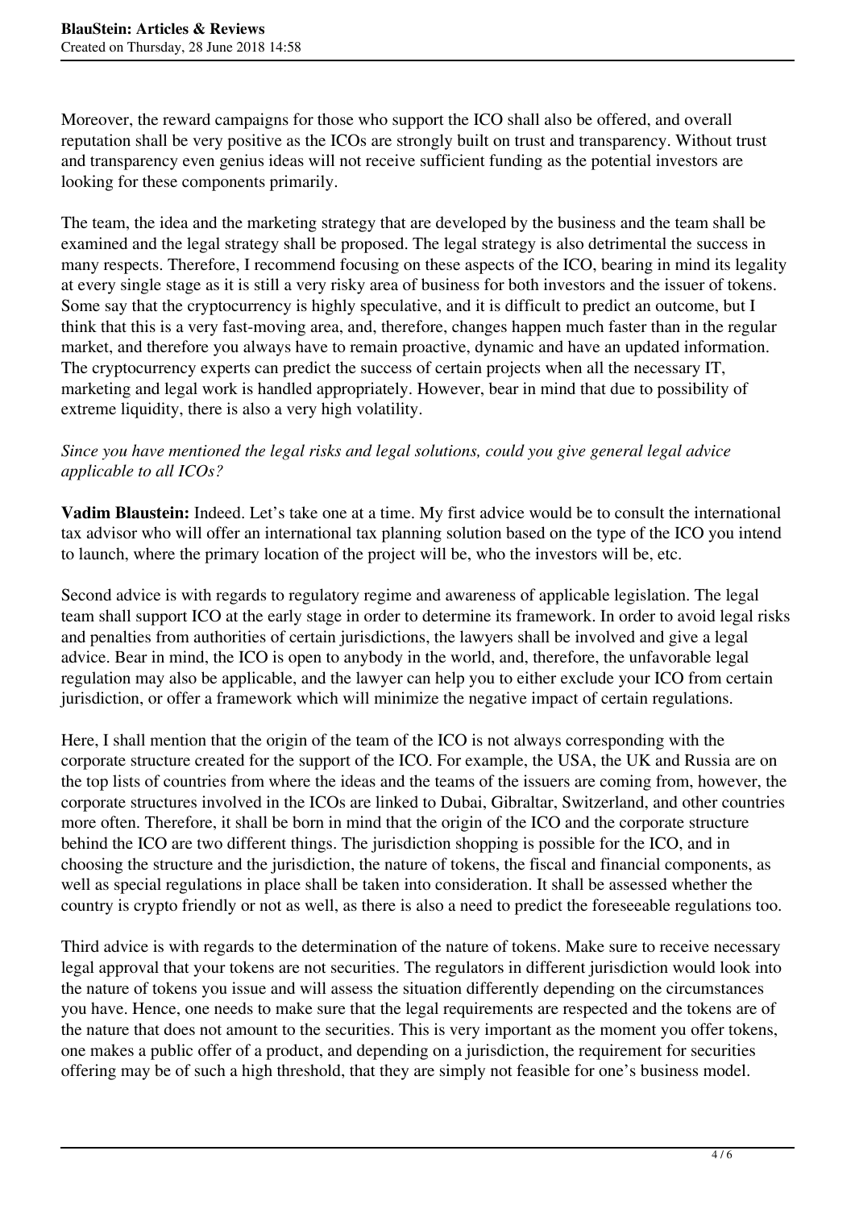Moreover, the reward campaigns for those who support the ICO shall also be offered, and overall reputation shall be very positive as the ICOs are strongly built on trust and transparency. Without trust and transparency even genius ideas will not receive sufficient funding as the potential investors are looking for these components primarily.

The team, the idea and the marketing strategy that are developed by the business and the team shall be examined and the legal strategy shall be proposed. The legal strategy is also detrimental the success in many respects. Therefore, I recommend focusing on these aspects of the ICO, bearing in mind its legality at every single stage as it is still a very risky area of business for both investors and the issuer of tokens. Some say that the cryptocurrency is highly speculative, and it is difficult to predict an outcome, but I think that this is a very fast-moving area, and, therefore, changes happen much faster than in the regular market, and therefore you always have to remain proactive, dynamic and have an updated information. The cryptocurrency experts can predict the success of certain projects when all the necessary IT, marketing and legal work is handled appropriately. However, bear in mind that due to possibility of extreme liquidity, there is also a very high volatility.

*Since you have mentioned the legal risks and legal solutions, could you give general legal advice applicable to all ICOs?*

**Vadim Blaustein:** Indeed. Let's take one at a time. My first advice would be to consult the international tax advisor who will offer an international tax planning solution based on the type of the ICO you intend to launch, where the primary location of the project will be, who the investors will be, etc.

Second advice is with regards to regulatory regime and awareness of applicable legislation. The legal team shall support ICO at the early stage in order to determine its framework. In order to avoid legal risks and penalties from authorities of certain jurisdictions, the lawyers shall be involved and give a legal advice. Bear in mind, the ICO is open to anybody in the world, and, therefore, the unfavorable legal regulation may also be applicable, and the lawyer can help you to either exclude your ICO from certain jurisdiction, or offer a framework which will minimize the negative impact of certain regulations.

Here, I shall mention that the origin of the team of the ICO is not always corresponding with the corporate structure created for the support of the ICO. For example, the USA, the UK and Russia are on the top lists of countries from where the ideas and the teams of the issuers are coming from, however, the corporate structures involved in the ICOs are linked to Dubai, Gibraltar, Switzerland, and other countries more often. Therefore, it shall be born in mind that the origin of the ICO and the corporate structure behind the ICO are two different things. The jurisdiction shopping is possible for the ICO, and in choosing the structure and the jurisdiction, the nature of tokens, the fiscal and financial components, as well as special regulations in place shall be taken into consideration. It shall be assessed whether the country is crypto friendly or not as well, as there is also a need to predict the foreseeable regulations too.

Third advice is with regards to the determination of the nature of tokens. Make sure to receive necessary legal approval that your tokens are not securities. The regulators in different jurisdiction would look into the nature of tokens you issue and will assess the situation differently depending on the circumstances you have. Hence, one needs to make sure that the legal requirements are respected and the tokens are of the nature that does not amount to the securities. This is very important as the moment you offer tokens, one makes a public offer of a product, and depending on a jurisdiction, the requirement for securities offering may be of such a high threshold, that they are simply not feasible for one's business model.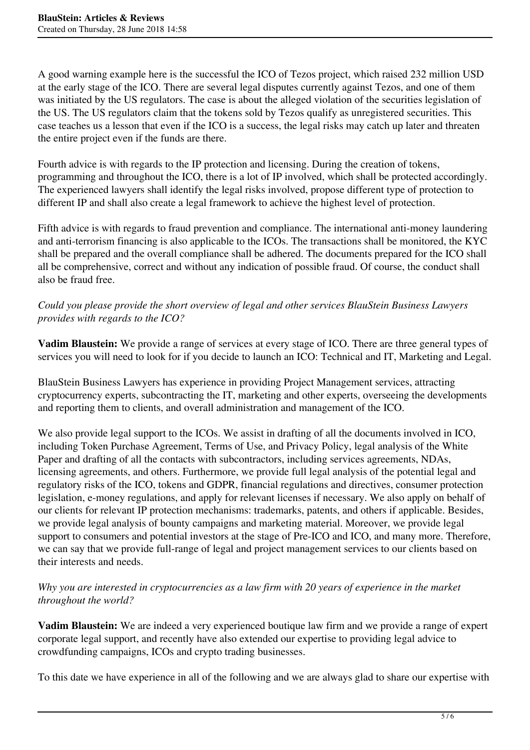A good warning example here is the successful the ICO of Tezos project, which raised 232 million USD at the early stage of the ICO. There are several legal disputes currently against Tezos, and one of them was initiated by the US regulators. The case is about the alleged violation of the securities legislation of the US. The US regulators claim that the tokens sold by Tezos qualify as unregistered securities. This case teaches us a lesson that even if the ICO is a success, the legal risks may catch up later and threaten the entire project even if the funds are there.

Fourth advice is with regards to the IP protection and licensing. During the creation of tokens, programming and throughout the ICO, there is a lot of IP involved, which shall be protected accordingly. The experienced lawyers shall identify the legal risks involved, propose different type of protection to different IP and shall also create a legal framework to achieve the highest level of protection.

Fifth advice is with regards to fraud prevention and compliance. The international anti-money laundering and anti-terrorism financing is also applicable to the ICOs. The transactions shall be monitored, the KYC shall be prepared and the overall compliance shall be adhered. The documents prepared for the ICO shall all be comprehensive, correct and without any indication of possible fraud. Of course, the conduct shall also be fraud free.

*Could you please provide the short overview of legal and other services BlauStein Business Lawyers provides with regards to the ICO?*

**Vadim Blaustein:** We provide a range of services at every stage of ICO. There are three general types of services you will need to look for if you decide to launch an ICO: Technical and IT, Marketing and Legal.

BlauStein Business Lawyers has experience in providing Project Management services, attracting cryptocurrency experts, subcontracting the IT, marketing and other experts, overseeing the developments and reporting them to clients, and overall administration and management of the ICO.

We also provide legal support to the ICOs. We assist in drafting of all the documents involved in ICO, including Token Purchase Agreement, Terms of Use, and Privacy Policy, legal analysis of the White Paper and drafting of all the contacts with subcontractors, including services agreements, NDAs, licensing agreements, and others. Furthermore, we provide full legal analysis of the potential legal and regulatory risks of the ICO, tokens and GDPR, financial regulations and directives, consumer protection legislation, e-money regulations, and apply for relevant licenses if necessary. We also apply on behalf of our clients for relevant IP protection mechanisms: trademarks, patents, and others if applicable. Besides, we provide legal analysis of bounty campaigns and marketing material. Moreover, we provide legal support to consumers and potential investors at the stage of Pre-ICO and ICO, and many more. Therefore, we can say that we provide full-range of legal and project management services to our clients based on their interests and needs.

*Why you are interested in cryptocurrencies as a law firm with 20 years of experience in the market throughout the world?*

**Vadim Blaustein:** We are indeed a very experienced boutique law firm and we provide a range of expert corporate legal support, and recently have also extended our expertise to providing legal advice to crowdfunding campaigns, ICOs and crypto trading businesses.

To this date we have experience in all of the following and we are always glad to share our expertise with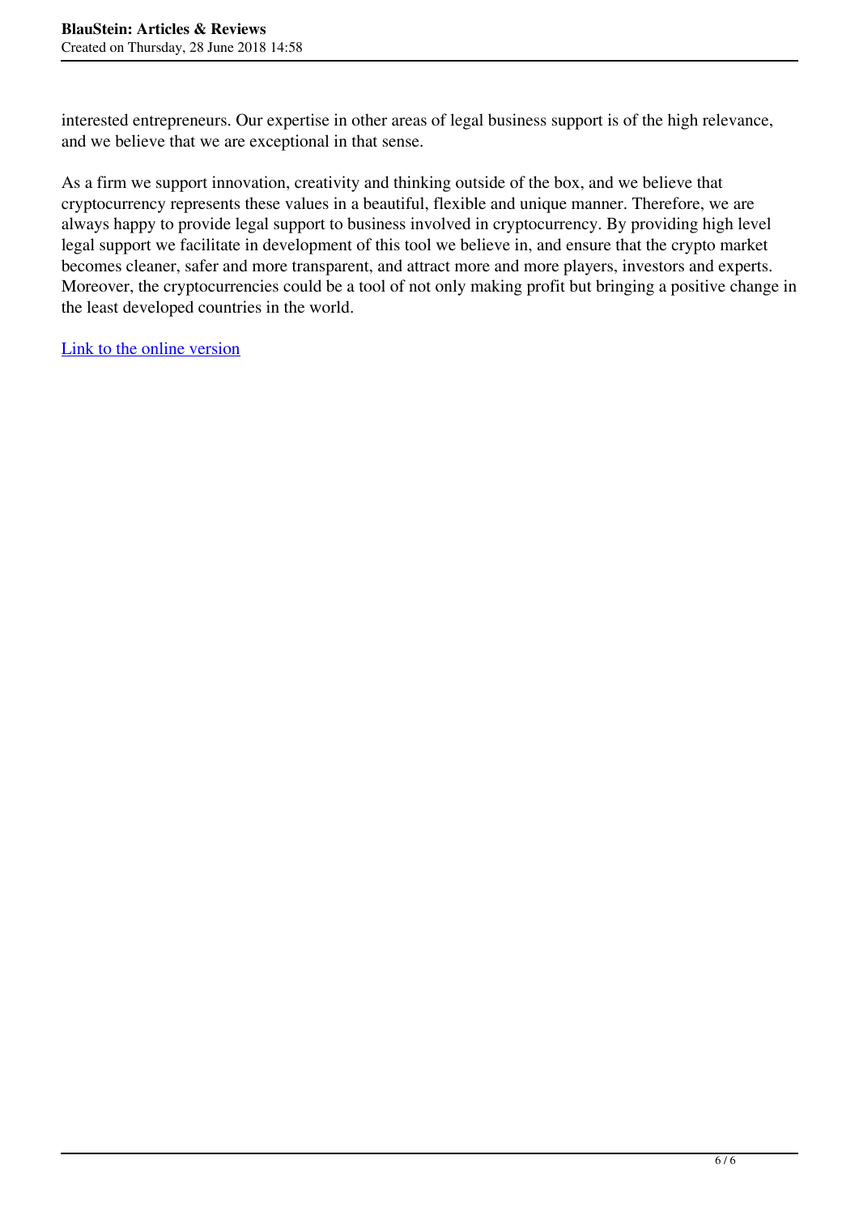interested entrepreneurs. Our expertise in other areas of legal business support is of the high relevance, and we believe that we are exceptional in that sense.

As a firm we support innovation, creativity and thinking outside of the box, and we believe that cryptocurrency represents these values in a beautiful, flexible and unique manner. Therefore, we are always happy to provide legal support to business involved in cryptocurrency. By providing high level legal support we facilitate in development of this tool we believe in, and ensure that the crypto market becomes cleaner, safer and more transparent, and attract more and more players, investors and experts. Moreover, the cryptocurrencies could be a tool of not only making profit but bringing a positive change in the least developed countries in the world.

Link to the online version